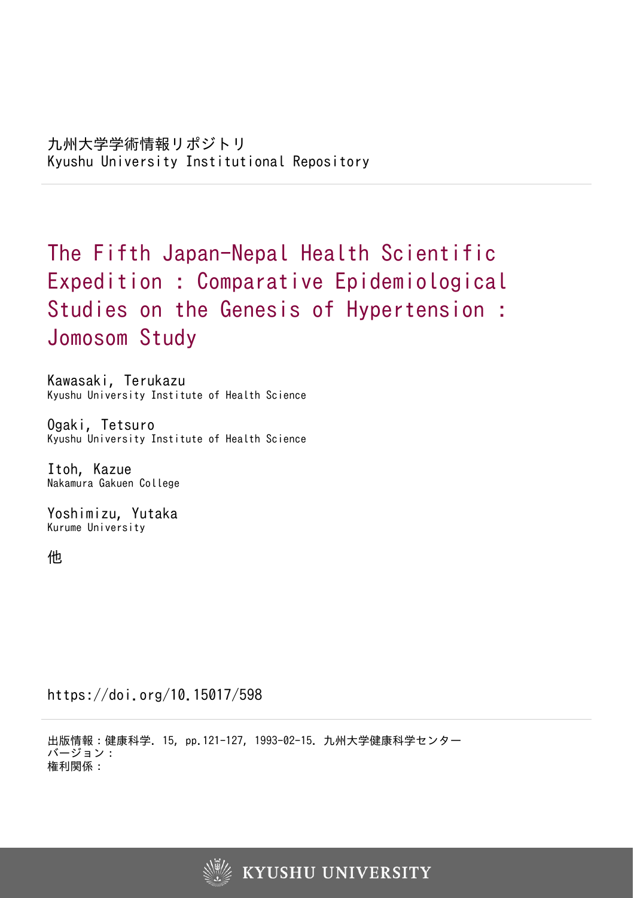九州大学学術情報リポジトリ
Kyushu University Institutional Repository

# The Fifth Japan-Nepal Health Scientific Expedition : Comparative Epidemiological Studies on the Genesis of Hypertension : Jomosom Study

Kawasaki, Terukazu
Kyushu University Institute of Health Science

Ogaki, Tetsuro
Kyushu University Institute of Health Science

Itoh, Kazue
Nakamura Gakuen College

Yoshimizu, Yutaka
Kurume University

他

https://doi.org/10.15017/598

出版情報：健康科学. 15, pp.121-127, 1993-02-15. 九州大学健康科学センター
バージョン：
権利関係：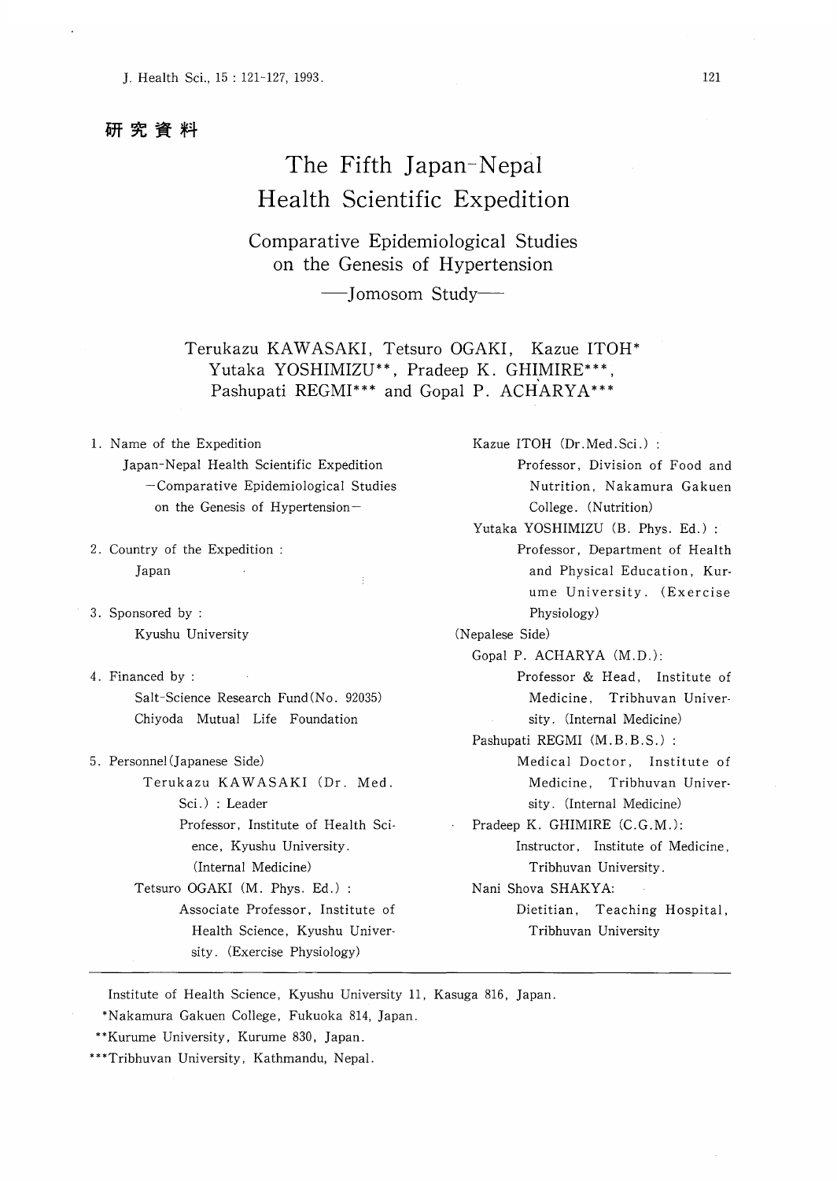研究資料

# The Fifth Japan-Nepal Health Scientific Expedition

## Comparative Epidemiological Studies on the Genesis of Hypertension

### —Jomosom Study—

Terukazu KAWASAKI, Tetsuro OGAKI, Kazue ITOH*
Yutaka YOSHIMIZU**, Pradeep K. GHIMIRE***,
Pashupati REGMI*** and Gopal P. ACHARYA***

1. Name of the Expedition
   Japan-Nepal Health Scientific Expedition
   —Comparative Epidemiological Studies on the Genesis of Hypertension—

2. Country of the Expedition :
   Japan

3. Sponsored by :
   Kyushu University

4. Financed by :
   Salt-Science Research Fund (No. 92035)
   Chiyoda Mutual Life Foundation

5. Personnel (Japanese Side)
   - Terukazu KAWASAKI (Dr. Med. Sci.) : Leader
     Professor, Institute of Health Science, Kyushu University. (Internal Medicine)
   - Tetsuro OGAKI (M. Phys. Ed.) :
     Associate Professor, Institute of Health Science, Kyushu University. (Exercise Physiology)
   - Kazue ITOH (Dr. Med. Sci.) :
     Professor, Division of Food and Nutrition, Nakamura Gakuen College. (Nutrition)
   - Yutaka YOSHIMIZU (B. Phys. Ed.) :
     Professor, Department of Health and Physical Education, Kurume University. (Exercise Physiology)

   (Nepalese Side)
   - Gopal P. ACHARYA (M.D.):
     Professor & Head, Institute of Medicine, Tribhuvan University. (Internal Medicine)
   - Pashupati REGMI (M.B.B.S.) :
     Medical Doctor, Institute of Medicine, Tribhuvan University. (Internal Medicine)
   - Pradeep K. GHIMIRE (C.G.M.):
     Instructor, Institute of Medicine, Tribhuvan University.
   - Nani Shova SHAKYA:
     Dietitian, Teaching Hospital, Tribhuvan University

---

Institute of Health Science, Kyushu University 11, Kasuga 816, Japan.
*Nakamura Gakuen College, Fukuoka 814, Japan.
**Kurume University, Kurume 830, Japan.
***Tribhuvan University, Kathmandu, Nepal.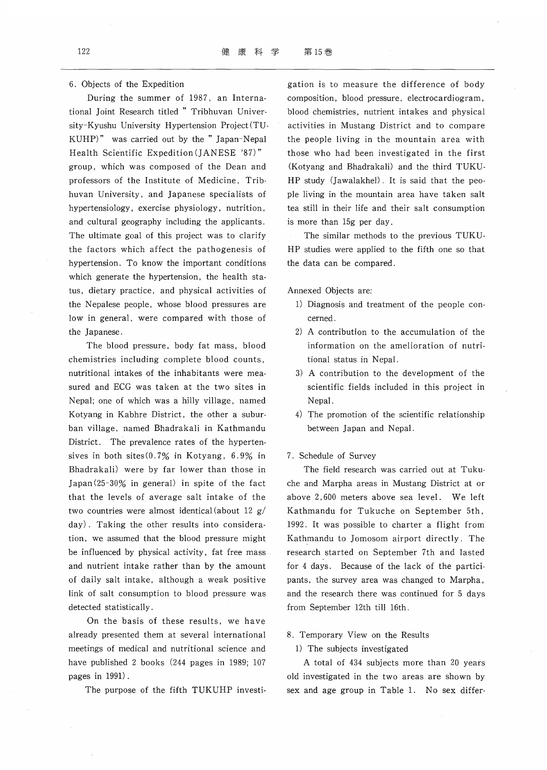6. Objects of the Expedition

During the summer of 1987, an International Joint Research titled " Tribhuvan University-Kyushu University Hypertension Project(TUKUHP)" was carried out by the " Japan-Nepal Health Scientific Expedition(JANESE '87)" group, which was composed of the Dean and professors of the Institute of Medicine, Tribhuvan University, and Japanese specialists of hypertensiology, exercise physiology, nutrition, and cultural geography including the applicants. The ultimate goal of this project was to clarify the factors which affect the pathogenesis of hypertension. To know the important conditions which generate the hypertension, the health status, dietary practice, and physical activities of the Nepalese people, whose blood pressures are low in general, were compared with those of the Japanese.

The blood pressure, body fat mass, blood chemistries including complete blood counts, nutritional intakes of the inhabitants were measured and ECG was taken at the two sites in Nepal; one of which was a hilly village, named Kotyang in Kabhre District, the other a suburban village, named Bhadrakali in Kathmandu District. The prevalence rates of the hypertensives in both sites(0.7% in Kotyang, 6.9% in Bhadrakali) were by far lower than those in Japan(25-30% in general) in spite of the fact that the levels of average salt intake of the two countries were almost identical(about 12 g/day). Taking the other results into consideration, we assumed that the blood pressure might be influenced by physical activity, fat free mass and nutrient intake rather than by the amount of daily salt intake, although a weak positive link of salt consumption to blood pressure was detected statistically.

On the basis of these results, we have already presented them at several international meetings of medical and nutritional science and have published 2 books (244 pages in 1989; 107 pages in 1991).

The purpose of the fifth TUKUHP investigation is to measure the difference of body composition, blood pressure, electrocardiogram, blood chemistries, nutrient intakes and physical activities in Mustang District and to compare the people living in the mountain area with those who had been investigated in the first (Kotyang and Bhadrakali) and the third TUKUHP study (Jawalakhel). It is said that the people living in the mountain area have taken salt tea still in their life and their salt consumption is more than 15g per day.

The similar methods to the previous TUKUHP studies were applied to the fifth one so that the data can be compared.

Annexed Objects are:

1) Diagnosis and treatment of the people concerned.
2) A contribution to the accumulation of the information on the amelioration of nutritional status in Nepal.
3) A contribution to the development of the scientific fields included in this project in Nepal.
4) The promotion of the scientific relationship between Japan and Nepal.

7. Schedule of Survey

The field research was carried out at Tukuche and Marpha areas in Mustang District at or above 2,600 meters above sea level. We left Kathmandu for Tukuche on September 5th, 1992. It was possible to charter a flight from Kathmandu to Jomosom airport directly. The research started on September 7th and lasted for 4 days. Because of the lack of the participants, the survey area was changed to Marpha, and the research there was continued for 5 days from September 12th till 16th.

8. Temporary View on the Results

1) The subjects investigated

A total of 434 subjects more than 20 years old investigated in the two areas are shown by sex and age group in Table 1. No sex differ-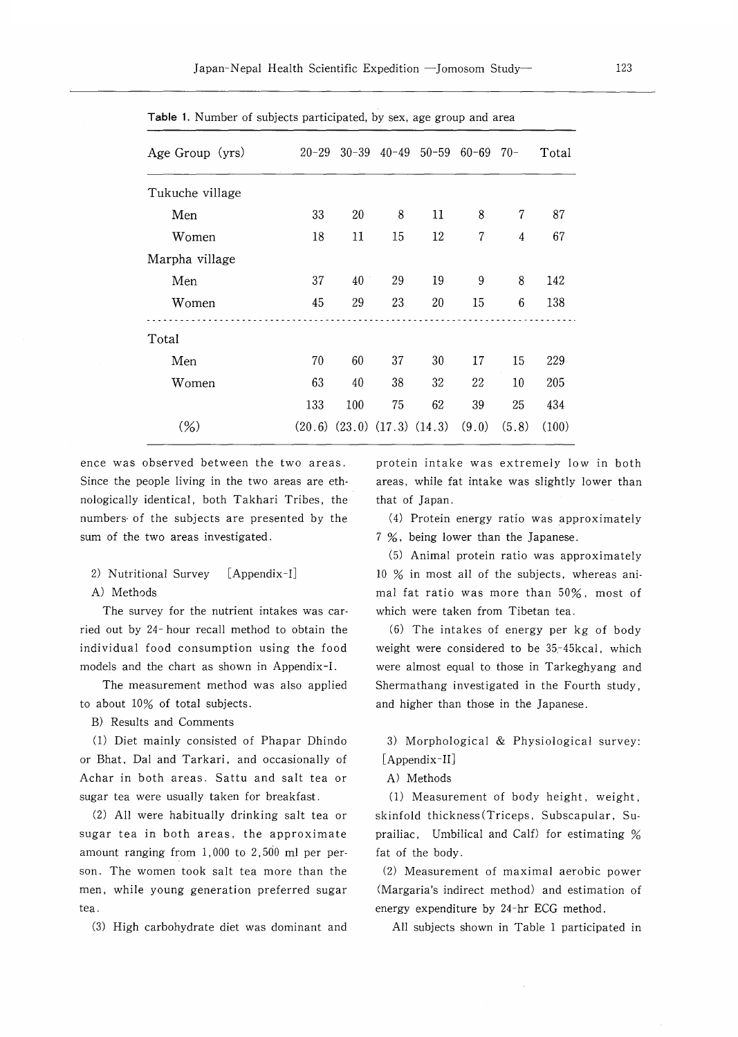**Table 1.** Number of subjects participated, by sex, age group and area

| Age Group (yrs) | 20-29 | 30-39 | 40-49 | 50-59 | 60-69 | 70- | Total |
|---|---|---|---|---|---|---|---|
| Tukuche village | | | | | | | |
| Men | 33 | 20 | 8 | 11 | 8 | 7 | 87 |
| Women | 18 | 11 | 15 | 12 | 7 | 4 | 67 |
| Marpha village | | | | | | | |
| Men | 37 | 40 | 29 | 19 | 9 | 8 | 142 |
| Women | 45 | 29 | 23 | 20 | 15 | 6 | 138 |
| Total | | | | | | | |
| Men | 70 | 60 | 37 | 30 | 17 | 15 | 229 |
| Women | 63 | 40 | 38 | 32 | 22 | 10 | 205 |
| | 133 | 100 | 75 | 62 | 39 | 25 | 434 |
| (%) | (20.6) | (23.0) | (17.3) | (14.3) | (9.0) | (5.8) | (100) |

ence was observed between the two areas. Since the people living in the two areas are ethnologically identical, both Takhari Tribes, the numbers of the subjects are presented by the sum of the two areas investigated.

2) Nutritional Survey [Appendix-I]

A) Methods

The survey for the nutrient intakes was carried out by 24-hour recall method to obtain the individual food consumption using the food models and the chart as shown in Appendix-I.

The measurement method was also applied to about 10% of total subjects.

B) Results and Comments

(1) Diet mainly consisted of Phapar Dhindo or Bhat, Dal and Tarkari, and occasionally of Achar in both areas. Sattu and salt tea or sugar tea were usually taken for breakfast.

(2) All were habitually drinking salt tea or sugar tea in both areas, the approximate amount ranging from 1,000 to 2,500 ml per person. The women took salt tea more than the men, while young generation preferred sugar tea.

(3) High carbohydrate diet was dominant and protein intake was extremely low in both areas, while fat intake was slightly lower than that of Japan.

(4) Protein energy ratio was approximately 7 %, being lower than the Japanese.

(5) Animal protein ratio was approximately 10 % in most all of the subjects, whereas animal fat ratio was more than 50%, most of which were taken from Tibetan tea.

(6) The intakes of energy per kg of body weight were considered to be 35-45kcal, which were almost equal to those in Tarkeghyang and Shermathang investigated in the Fourth study, and higher than those in the Japanese.

3) Morphological & Physiological survey: [Appendix-II]

A) Methods

(1) Measurement of body height, weight, skinfold thickness (Triceps, Subscapular, Suprailiac, Umbilical and Calf) for estimating % fat of the body.

(2) Measurement of maximal aerobic power (Margaria's indirect method) and estimation of energy expenditure by 24-hr ECG method.

All subjects shown in Table 1 participated in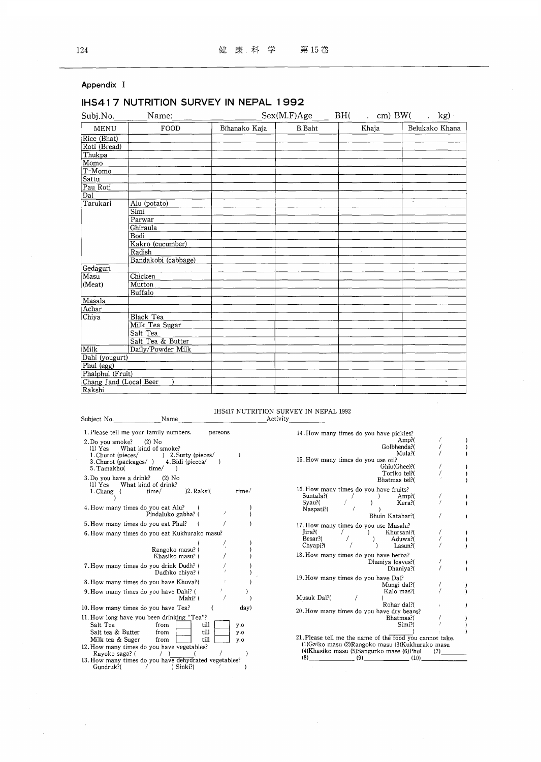Appendix I

## IHS417 NUTRITION SURVEY IN NEPAL 1992

Subj.No.\_\_\_\_\_\_ Name:\_\_\_\_\_\_\_\_\_\_\_\_\_\_\_\_ Sex(M.F)Age\_\_\_\_ BH(   .  cm) BW(   .  kg)

| MENU | FOOD | Bihanako Kaja | B.Baht | Khaja | Belukako Khana |
|---|---|---|---|---|---|
| Rice (Bhat) | | | | | |
| Roti (Bread) | | | | | |
| Thukpa | | | | | |
| Momo | | | | | |
| T-Momo | | | | | |
| Sattu | | | | | |
| Pau Roti | | | | | |
| Dal | | | | | |
| Tarukari | Alu (potato) | | | | |
| | Simi | | | | |
| | Parwar | | | | |
| | Ghiraula | | | | |
| | Bodi | | | | |
| | Kakro (cucumber) | | | | |
| | Radish | | | | |
| | Bandakobi (cabbage) | | | | |
| Gedaguri | | | | | |
| Masu (Meat) | Chicken | | | | |
| | Mutton | | | | |
| | Buffalo | | | | |
| Masala | | | | | |
| Achar | | | | | |
| Chiya | Black Tea | | | | |
| | Milk Tea Sugar | | | | |
| | Salt Tea | | | | |
| | Salt Tea & Butter | | | | |
| Milk | Daily/Powder Milk | | | | |
| Dahi (yougurt) | | | | | |
| Phul (egg) | | | | | |
| Phalphul (Fruit) | | | | | |
| Chang Jand (Local Beer ) | | | | | |
| Rakshi | | | | | |

IHS417 NUTRITION SURVEY IN NEPAL 1992

Subject No.\_\_\_\_\_\_\_\_ Name\_\_\_\_\_\_\_\_\_\_\_\_\_\_\_\_ Activity\_\_\_\_\_\_\_\_

1. Please tell me your family numbers.   persons
2. Do you smoke?  (2) No
   (1) Yes  What kind of smoke?
   1. Churot (pieces/  )  2. Surty (pieces/  )
   3. Churot (packages/ )  4. Bidi (pieces/  )
   5. Tamakhu(  time/  )
3. Do you have a drink?  (2) No
   (1) Yes  What kind of drink?
   1. Chang (  time/  ) 2. Raksi(  time/  )
4. How many times do you eat Alu? (  /  )
   Pindaluko gabha? (  /  )
5. How many times do you eat Phul? (  /  )
6. How many times do you eat Kukhurako masu? (  /  )
   Rangoko masu? (  /  )
   Khasiko masu? (  /  )
7. How many times do you drink Dudh? (  /  )
   Dudhko chiya? (  /  )
8. How many times do you have Khuva?(  /  )
9. How many times do you have Dahi? (  /  )
   Mahi? (  /  )
10. How many times do you have Tea? (  day)
11. How long have you been drinking "Tea"?
    Salt Tea  from [ ] till [ ] y.o
    Salt tea & Butter  from [ ] till [ ] y.o
    Milk tea & Suger  from [ ] till [ ] y.o
12. How many times do you have vegetables?
    Rayoko saga? (  /  ) \_\_\_\_\_\_( /  )
13. How many times do you have dehydrated vegetables?
    Gundruk?(  /  ) Sinki?(  /  )
14. How many times do you have pickles?
    Amp?(  /  )
    Golbhenda?(  /  )
    Mula?(  /  )
15. How many times do you use oil?
    Ghiu(Ghee)?(  /  )
    Toriko tel?(  /  )
    Bhatmas tel?(  /  )
16. How many times do you have fruits?
    Suntala?(  /  ) Amp?(  /  )
    Syau?(  /  ) Kera?(  /  )
    Naspati?(  /  )
    Bhuin Katahar?(  /  )
17. How many times do you use Masala?
    Jira?(  /  ) Khursani?(  /  )
    Besar?(  /  ) Aduwa?(  /  )
    Chyapi?(  /  ) Lasun?(  /  )
18. How many times do you have herba?
    Dhaniya leaves?(  /  )
    Dhaniya?(  /  )
19. How many times do you have Dal?
    Mungi dal?(  /  )
    Kalo mas?(  /  )
    Musuk Dal?(  /  )
    Rohar dal?(  /  )
20. How many times do you have dry beans?
    Bhatmas?(  /  )
    Simi?(  /  )
    (  /  )
21. Please tell me the name of the food you cannot take.
    (1)Gaiko masu (2)Rangoko masu (3)Kukhurako masu
    (4)Khasiko masu (5)Sangurko mase (6)Phul (7)\_\_\_\_\_\_
    (8)\_\_\_\_\_\_ (9)\_\_\_\_\_\_ (10)\_\_\_\_\_\_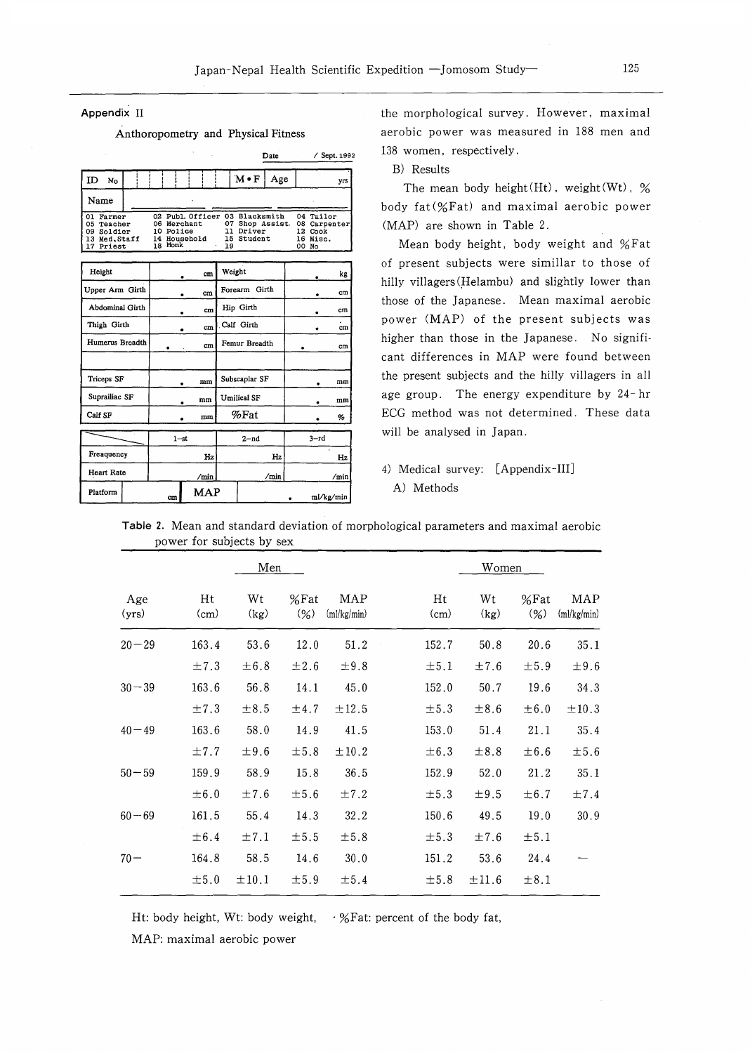## Appendix II

### Anthoropometry and Physical Fitness

Date / Sept. 1992

| ID No | | M・F | Age | yrs |
|---|---|---|---|---|
| Name | | | | |

| | | | |
|---|---|---|---|
| 01 Farmer | 02 Publ. Officer | 03 Blacksmith | 04 Tailor |
| 05 Teacher | 06 Merchant | 07 Shop Assist. | 08 Carpenter |
| 09 Soldier | 10 Police | 11 Driver | 12 Cook |
| 13 Med. Staff | 14 Household | 15 Student | 16 Misc. |
| 17 Priest | 18 Monk | 19 | 00 No |

| | | | |
|---|---|---|---|
| Height | . cm | Weight | . kg |
| Upper Arm Girth | . cm | Forearm Girth | . cm |
| Abdominal Girth | . cm | Hip Girth | . cm |
| Thigh Girth | . cm | Calf Girth | . cm |
| Humerus Breadth | . cm | Femur Breadth | . cm |
| | | | |
| Triceps SF | . mm | Subscaplar SF | . mm |
| Suprailiac SF | . mm | Umilical SF | . mm |
| Calf SF | . mm | %Fat | . % |

| | 1-st | 2-nd | 3-rd |
|---|---|---|---|
| Freaquency | Hz | Hz | Hz |
| Heart Rate | /min | /min | /min |
| Platform | cm | MAP | . ml/kg/min |

the morphological survey. However, maximal aerobic power was measured in 188 men and 138 women, respectively.

B) Results

The mean body height (Ht), weight (Wt), % body fat (%Fat) and maximal aerobic power (MAP) are shown in Table 2.

Mean body height, body weight and %Fat of present subjects were simillar to those of hilly villagers (Helambu) and slightly lower than those of the Japanese. Mean maximal aerobic power (MAP) of the present subjects was higher than those in the Japanese. No significant differences in MAP were found between the present subjects and the hilly villagers in all age group. The energy expenditure by 24-hr ECG method was not determined. These data will be analysed in Japan.

4) Medical survey: [Appendix-III]

A) Methods

**Table 2.** Mean and standard deviation of morphological parameters and maximal aerobic power for subjects by sex

| | Men | | | | Women | | | |
|---|---|---|---|---|---|---|---|---|
| Age (yrs) | Ht (cm) | Wt (kg) | %Fat (%) | MAP (ml/kg/min) | Ht (cm) | Wt (kg) | %Fat (%) | MAP (ml/kg/min) |
| 20−29 | 163.4 | 53.6 | 12.0 | 51.2 | 152.7 | 50.8 | 20.6 | 35.1 |
| | ±7.3 | ±6.8 | ±2.6 | ±9.8 | ±5.1 | ±7.6 | ±5.9 | ±9.6 |
| 30−39 | 163.6 | 56.8 | 14.1 | 45.0 | 152.0 | 50.7 | 19.6 | 34.3 |
| | ±7.3 | ±8.5 | ±4.7 | ±12.5 | ±5.3 | ±8.6 | ±6.0 | ±10.3 |
| 40−49 | 163.6 | 58.0 | 14.9 | 41.5 | 153.0 | 51.4 | 21.1 | 35.4 |
| | ±7.7 | ±9.6 | ±5.8 | ±10.2 | ±6.3 | ±8.8 | ±6.6 | ±5.6 |
| 50−59 | 159.9 | 58.9 | 15.8 | 36.5 | 152.9 | 52.0 | 21.2 | 35.1 |
| | ±6.0 | ±7.6 | ±5.6 | ±7.2 | ±5.3 | ±9.5 | ±6.7 | ±7.4 |
| 60−69 | 161.5 | 55.4 | 14.3 | 32.2 | 150.6 | 49.5 | 19.0 | 30.9 |
| | ±6.4 | ±7.1 | ±5.5 | ±5.8 | ±5.3 | ±7.6 | ±5.1 | |
| 70− | 164.8 | 58.5 | 14.6 | 30.0 | 151.2 | 53.6 | 24.4 | — |
| | ±5.0 | ±10.1 | ±5.9 | ±5.4 | ±5.8 | ±11.6 | ±8.1 | |

Ht: body height, Wt: body weight, %Fat: percent of the body fat,
MAP: maximal aerobic power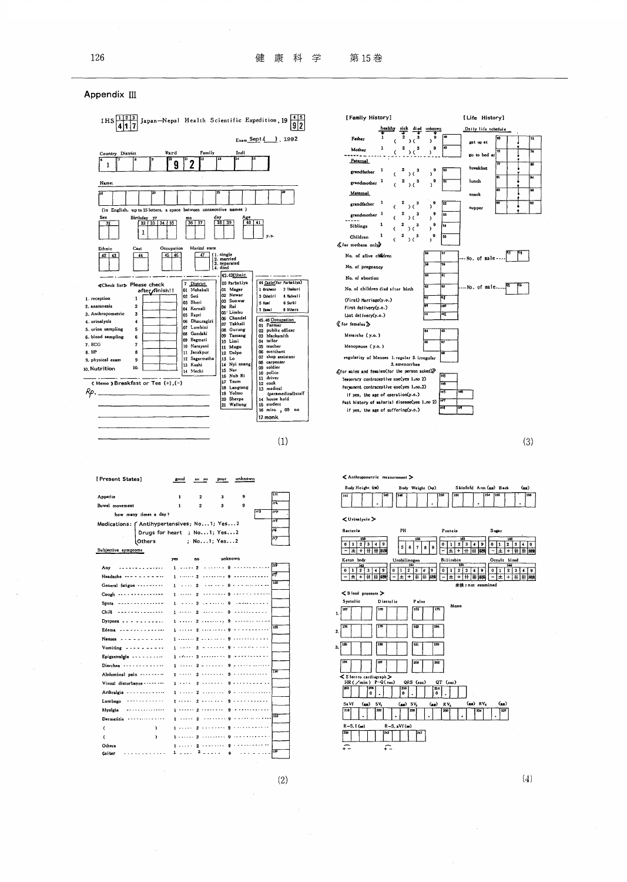## Appendix III

### (1)

IHS 1 2 3 / 4 1 7 Japan—Nepal Health Scientific Expedition, 19 4 5 / 9 2

Exam Sept.( ), 1992

| Country | District | Ward | Family | Indi |
|---|---|---|---|---|
| 6 1 | 7 8 | 9 10 9 | 11 2 12 13 | 14 15 |

Name:

16 … 20 … 25 … 30

(in English, up to 15 letters, a space between consecutive names)

Sex 31 Birthday yr 32 33 34 35 (1) mo 36 37 day 38 39 Age 40 41 y.o.

Ethnic 42 43 Cast 44 Occupation 45 46 Marital state 47 — 1. single 2. married 3. separated 4. died

《Check list》 Please check after finish!!

1. reception 1
2. anamnesis 2
3. Anthropometric 3
4. urinalysis 4
5. urine sampling 5
6. blood sampling 6
7. ECG 7
8. BP 8
9. physical exam 9
10. Nutrition 10.

| 7 District |
|---|
| 01 Mahakali |
| 02 Seti |
| 03 Bheri |
| 04 Karnali |
| 05 Rapti |
| 06 Dhaulagiri |
| 07 Lumbini |
| 08 Gandaki |
| 09 Bagmati |
| 10 Narayani |
| 11 Janakpur |
| 12 Sagarmatha |
| 13 Koshi |
| 14 Mechi |

| 42.43 Ethnic |
|---|
| 00 Parbatiya |
| 01 Magar |
| 02 Newar |
| 03 Sunwar |
| 04 Rai |
| 05 Limbu |
| 06 Chandel |
| 07 Takhali |
| 08 Gurung |
| 09 Tamang |
| 10 Limi |
| 11 Mugu |
| 12 Delpo |
| 13 Lo |
| 14 Nyi snang |
| 15 Nar |
| 16 Nub Ri |
| 17 Tsum |
| 18 Langtang |
| 19 Yelmo |
| 20 Sherpa |
| 21 Wallung |

44 Caste (for Parbatiya): 1 Brahman 2 Thakuri 3 Chhetri 4 Matwali 5 Kami 6 Sarki 7 Damai 8 Others

| 45.46 Occupation |
|---|
| 01 Farmer |
| 02 public officer |
| 03 blacksmith |
| 04 tailor |
| 05 teacher |
| 06 merchant |
| 07 shop assistant |
| 08 carpenter |
| 09 soldier |
| 10 police |
| 11 driver |
| 12 cook |
| 13 medical (paramedical) staff |
| 14 house hold |
| 15 student |
| 16 misc , 00 no |
| 17 monk |

《Memo》 Breakfast or Tea (+), (−)

Rp.

### (2)

**[Present States]**

| | good | so so | poor | unknown | |
|---|---|---|---|---|---|
| Appetite | 1 | 2 | 3 | 9 | 111 |
| Bowel movement | 1 | 2 | 3 | 9 | 112 |
| how many times a day? | | | | | 113 114 |

Medications:
- Antihypertensives; No…1; Yes…2 (115)
- Drugs for heart ; No…1; Yes…2 (116)
- Others ; No…1; Yes…2 (117)

Subjective symptoms

| | yes | no | unknown | |
|---|---|---|---|---|
| Any | 1 | 2 | 9 | 118 |
| Headache | 1 | 2 | 9 | 119 |
| General fatigue | 1 | 2 | 9 | 120 |
| Cough | 1 | 2 | 9 | |
| Sputa | 1 | 2 | 9 | |
| Chill | 1 | 2 | 9 | |
| Dyspnea | 1 | 2 | 9 | |
| Edema | 1 | 2 | 9 | 125 |
| Nausea | 1 | 2 | 9 | |
| Vomiting | 1 | 2 | 9 | |
| Epigastralgia | 1 | 2 | 9 | |
| Diarrhea | 1 | 2 | 9 | |
| Abdominal pain | 1 | 2 | 9 | 130 |
| Visual disturbance | 1 | 2 | 9 | |
| Arthralgia | 1 | 2 | 9 | |
| Lumbago | 1 | 2 | 9 | |
| Myalgia | 1 | 2 | 9 | |
| Dermatitis | 1 | 2 | 9 | 135 |
| ( ) | 1 | 2 | 9 | |
| ( ) | 1 | 2 | 9 | |
| Others | 1 | 2 | 9 | |
| Goiter | 1 | 2 | 9 | 139 |

### (3)

**[Family History]**

| | healthy | sick | died | unknown | |
|---|---|---|---|---|---|
| Father | 1 | 2 ( ) | 3 ( ) | 9 | 48 |
| Mother | 1 | 2 ( ) | 3 ( ) | 9 | 49 |
| Paternal grandfather | 1 | 2 ( ) | 3 ( ) | 9 | 50 |
| grandmother | 1 | 2 ( ) | 3 ( ) | 9 | 51 |
| Maternal grandfather | 1 | 2 ( ) | 3 ( ) | 9 | 52 |
| grandmother | 1 | 2 ( ) | 3 ( ) | 9 | 53 |
| Siblings | 1 | 2 ( ) | 3 ( ) | 9 | 54 |
| Children | 1 | 2 ( ) | 3 ( ) | 9 | 55 |

**[Life History]**

Daily life schedule

| | | |
|---|---|---|
| get up at | 69 | 72 |
| go to bed at | 73 | 76 |
| breakfast | 77 | 80 |
| lunch | 81 | 84 |
| snack | 85 | 88 |
| supper | 89 | 92 |

《for mothers only》
- No. of alive children 56 57 --- No. of male --- 13 14
- No. of pregnancy 58 59
- No. of abortion 60 61
- No. of children died after birth 62 63 --- No. of male --- 15 16
- (First) Marriage (y.o.) 97 98
- First delivery (y.o.) 99 100
- Last delivery (y.o.) 101 102

《for females》
- Menarche (y.o.) 64 65
- Menopause (y.o.) 66 67
- regularity of Menses 1. regular 2. irregular 3. amenorrhea 68

《for males and females (for the person asked)》
- Temporary contraceptive use (yes 1, no 2) 103
- Permanent contraceptive use (yes 1, no 2) 104
- If yes, the age of operation (y.o.) 105 106
- Past history of malarial disease (yes 1, no 2) 107
- If yes, the age of suffering (y.o.) 108 109

### (4)

**< Anthropometric measurement >**

Body Height (cm) 141–145 . Body Weight (kg) 146–150 . Skinfold Arm (mm) 151 . 154 Back (mm) 155 . 158

**< Urinalysis >**

| Bacteria (159) | PH (160) | Protein (161) | Sugar (162) |
|---|---|---|---|
| 0 1 2 3 4 9 | 5 6 7 8 9 | 0 1 2 3 4 9 | 0 1 2 3 4 9 |
| − ± + 卄 卅 未検 | | − ± + 卄 卅 未検 | − ± + 卄 卅 未検 |

| Keton body (163) | Urobilinogen (164) | Bilirubin (165) | Occult blood (166) |
|---|---|---|---|
| 0 1 2 3 4 9 | 0 1 2 3 4 9 | 0 1 2 3 4 9 | 0 1 2 3 4 9 |
| − ± + 卄 卅 未検 | − ± + 卄 卅 未検 | − ± + 卄 卅 未検 | − ± + 卄 卅 未検 |

未検: not examined

**< Blood pressure >**

| | Systolic | Diastolic | Pulse |
|---|---|---|---|
| 1. | 167 | 170 | 173 175 |
| 2. | 176 | 179 | 182 184 |
| 3. | 185 | 188 | 191 193 |
| | 194 | 197 | 200 202 |

Memo

**< Electro cardiograph >**

HR (/min) 203; P−Q (sec) 206 0 .; QRS (sec) 210 0 .; QT (sec) 214 0 .

SaVf (mm) 218 . ; $SV_1$ (mm) 222 . ; $SV_2$ (mm) 226 . ; $RV_5$ (mm) 230 . ; $RV_6$ (mm) 234 . 237

R−S, I (mm) 238; R−S, aVf (mm) 243 247

± ±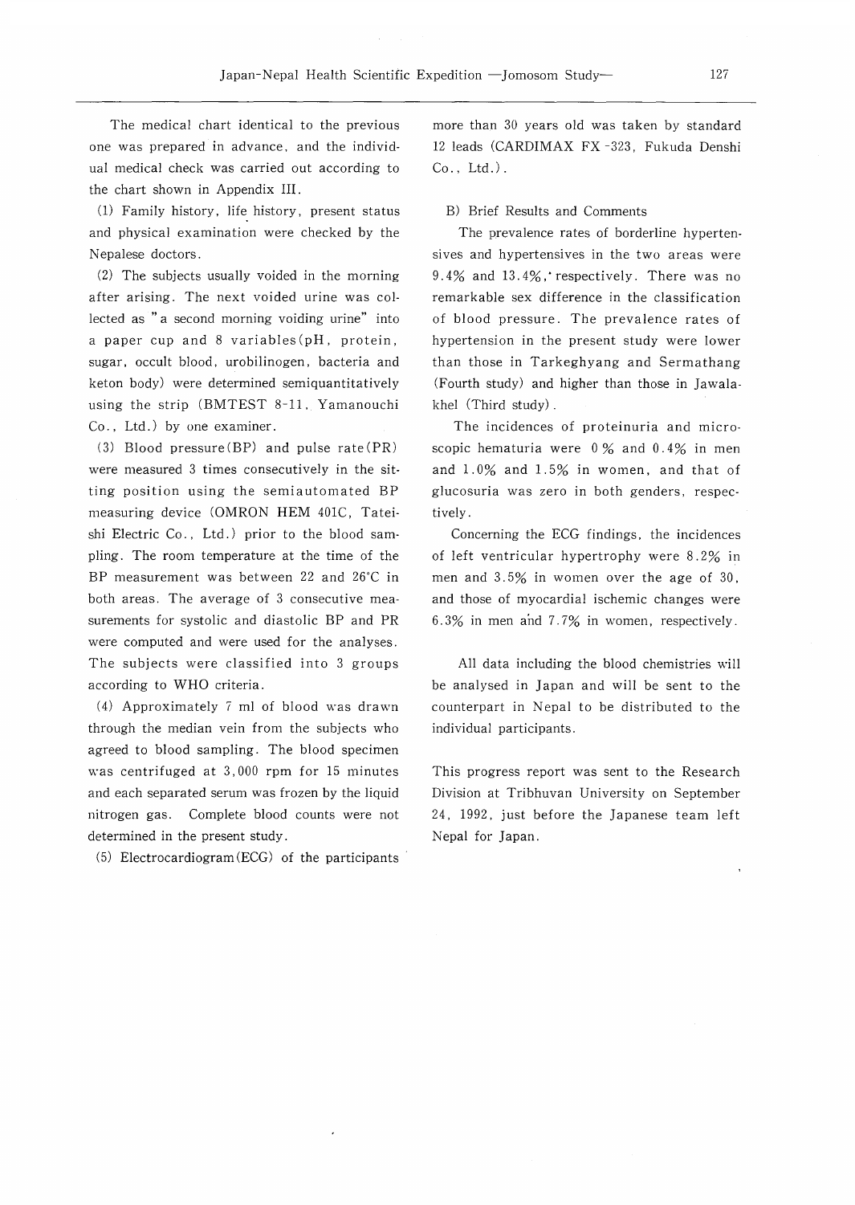The medical chart identical to the previous one was prepared in advance, and the individual medical check was carried out according to the chart shown in Appendix III.

(1) Family history, life history, present status and physical examination were checked by the Nepalese doctors.

(2) The subjects usually voided in the morning after arising. The next voided urine was collected as "a second morning voiding urine" into a paper cup and 8 variables(pH, protein, sugar, occult blood, urobilinogen, bacteria and keton body) were determined semiquantitatively using the strip (BMTEST 8-11, Yamanouchi Co., Ltd.) by one examiner.

(3) Blood pressure(BP) and pulse rate(PR) were measured 3 times consecutively in the sitting position using the semiautomated BP measuring device (OMRON HEM 401C, Tateishi Electric Co., Ltd.) prior to the blood sampling. The room temperature at the time of the BP measurement was between 22 and 26°C in both areas. The average of 3 consecutive measurements for systolic and diastolic BP and PR were computed and were used for the analyses. The subjects were classified into 3 groups according to WHO criteria.

(4) Approximately 7 ml of blood was drawn through the median vein from the subjects who agreed to blood sampling. The blood specimen was centrifuged at 3,000 rpm for 15 minutes and each separated serum was frozen by the liquid nitrogen gas. Complete blood counts were not determined in the present study.

(5) Electrocardiogram(ECG) of the participants more than 30 years old was taken by standard 12 leads (CARDIMAX FX-323, Fukuda Denshi Co., Ltd.).

B) Brief Results and Comments

The prevalence rates of borderline hypertensives and hypertensives in the two areas were 9.4% and 13.4%, respectively. There was no remarkable sex difference in the classification of blood pressure. The prevalence rates of hypertension in the present study were lower than those in Tarkeghyang and Sermathang (Fourth study) and higher than those in Jawalakhel (Third study).

The incidences of proteinuria and microscopic hematuria were 0% and 0.4% in men and 1.0% and 1.5% in women, and that of glucosuria was zero in both genders, respectively.

Concerning the ECG findings, the incidences of left ventricular hypertrophy were 8.2% in men and 3.5% in women over the age of 30, and those of myocardial ischemic changes were 6.3% in men and 7.7% in women, respectively.

All data including the blood chemistries will be analysed in Japan and will be sent to the counterpart in Nepal to be distributed to the individual participants.

This progress report was sent to the Research Division at Tribhuvan University on September 24, 1992, just before the Japanese team left Nepal for Japan.